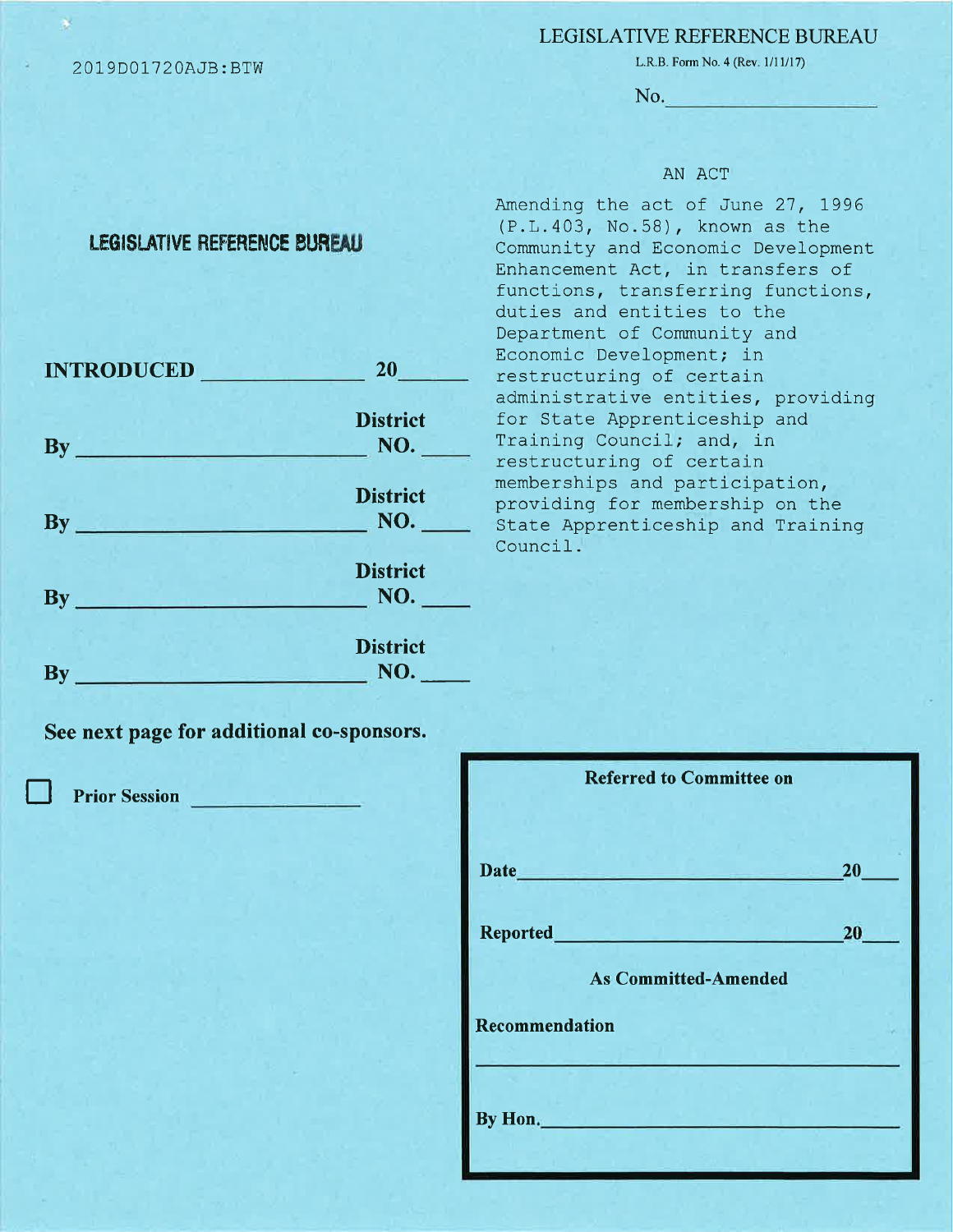2019D01720AJB:BTW

LEGISLATIVE REFERENCE BUREAU

L.R.B. Form No. 4 (Rev. 1/11/17)

No.\_\_\_\_\_\_\_\_\_\_\_\_\_\_\_\_\_\_\_\_

# LEGISLATIVE REFERENCE BUREAU

## AN ACT

Amending the act of June 27, 1996 (P.L.403, No.58), known as the Community and Economic Development Enhancement Act, in transfers of functions, transferring functions, duties and entities to the Department of Community and Economic Development; in restructuring of certain administrative entities, providing for State Apprenticeship and Training Council; and, in restructuring of certain memberships and participation, providing for membership on the State Apprenticeship and Training Council.

**INTRODUCED** \_\_\_\_\_\_\_\_\_\_\_\_\_\_ **20**\_\_\_\_\_\_

**By** \_\_\_\_\_\_\_\_\_\_\_\_\_\_\_\_\_\_\_\_\_\_\_\_\_\_ **District NO.** \_\_\_\_

**By** \_\_\_\_\_\_\_\_\_\_\_\_\_\_\_\_\_\_\_\_\_\_\_\_\_\_ **District NO.** \_\_\_\_

**By** \_\_\_\_\_\_\_\_\_\_\_\_\_\_\_\_\_\_\_\_\_\_\_\_\_\_ **District NO.** \_\_\_\_

**By** \_\_\_\_\_\_\_\_\_\_\_\_\_\_\_\_\_\_\_\_\_\_\_\_\_\_ **District NO.** \_\_\_\_

**See next page for additional co-sponsors.**

☐ **Prior Session** \_\_\_\_\_\_\_\_\_\_\_\_\_\_\_\_

**Referred to Committee on**

**Date**\_\_\_\_\_\_\_\_\_\_\_\_\_\_\_\_\_\_\_\_\_\_\_\_\_\_\_\_\_\_\_\_**20**\_\_\_\_

**Reported**\_\_\_\_\_\_\_\_\_\_\_\_\_\_\_\_\_\_\_\_\_\_\_\_\_\_\_\_**20**\_\_\_\_

**As Committed-Amended**

**Recommendation**

\_\_\_\_\_\_\_\_\_\_\_\_\_\_\_\_\_\_\_\_\_\_\_\_\_\_\_\_\_\_\_\_\_\_\_\_\_\_\_\_

**By Hon.**\_\_\_\_\_\_\_\_\_\_\_\_\_\_\_\_\_\_\_\_\_\_\_\_\_\_\_\_\_\_\_\_\_\_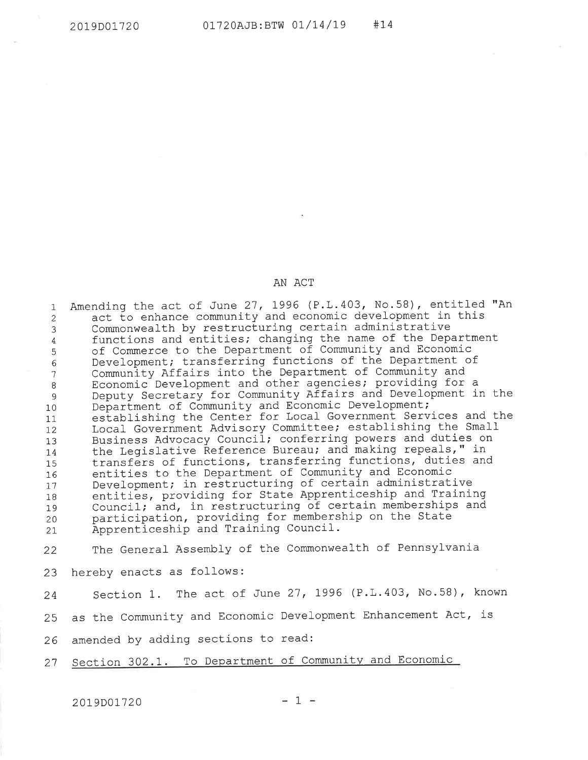AN ACT

Amending the act of June 27, 1996 (P.L.403, No.58), entitled "An act to enhance community and economic development in this Commonwealth by restructuring certain administrative functions and entities; changing the name of the Department of Commerce to the Department of Community and Economic Development; transferring functions of the Department of Community Affairs into the Department of Community and Economic Development and other agencies; providing for a Deputy Secretary for Community Affairs and Development in the Department of Community and Economic Development; establishing the Center for Local Government Services and the Local Government Advisory Committee; establishing the Small Business Advocacy Council; conferring powers and duties on the Legislative Reference Bureau; and making repeals," in transfers of functions, transferring functions, duties and entities to the Department of Community and Economic Development; in restructuring of certain administrative entities, providing for State Apprenticeship and Training Council; and, in restructuring of certain memberships and participation, providing for membership on the State Apprenticeship and Training Council.

The General Assembly of the Commonwealth of Pennsylvania hereby enacts as follows:

Section 1. The act of June 27, 1996 (P.L.403, No.58), known as the Community and Economic Development Enhancement Act, is amended by adding sections to read:

Section 302.1. To Department of Community and Economic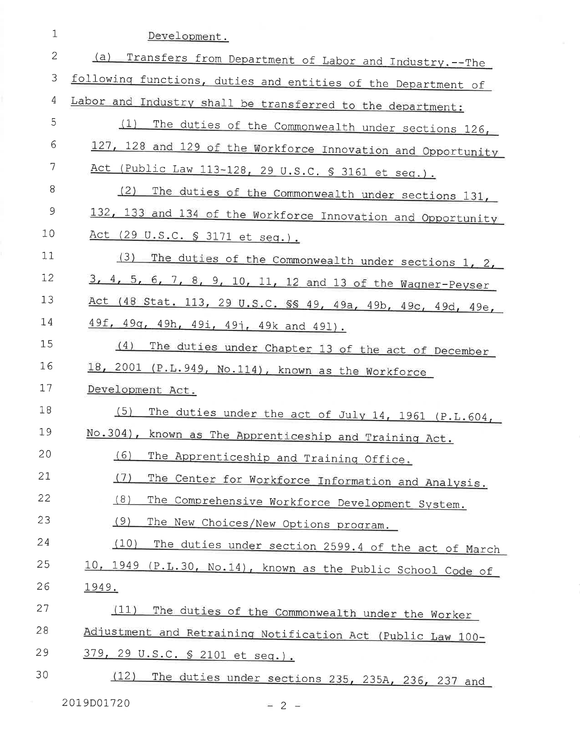Development.

(a) Transfers from Department of Labor and Industry.--The following functions, duties and entities of the Department of Labor and Industry shall be transferred to the department:

(1) The duties of the Commonwealth under sections 126, 127, 128 and 129 of the Workforce Innovation and Opportunity Act (Public Law 113-128, 29 U.S.C. § 3161 et seq.).

(2) The duties of the Commonwealth under sections 131, 132, 133 and 134 of the Workforce Innovation and Opportunity Act (29 U.S.C. § 3171 et seq.).

(3) The duties of the Commonwealth under sections 1, 2, 3, 4, 5, 6, 7, 8, 9, 10, 11, 12 and 13 of the Wagner-Peyser Act (48 Stat. 113, 29 U.S.C. §§ 49, 49a, 49b, 49c, 49d, 49e, 49f, 49g, 49h, 49i, 49j, 49k and 49l).

(4) The duties under Chapter 13 of the act of December 18, 2001 (P.L.949, No.114), known as the Workforce Development Act.

(5) The duties under the act of July 14, 1961 (P.L.604, No.304), known as The Apprenticeship and Training Act.

(6) The Apprenticeship and Training Office.

(7) The Center for Workforce Information and Analysis.

(8) The Comprehensive Workforce Development System.

(9) The New Choices/New Options program.

(10) The duties under section 2599.4 of the act of March 10, 1949 (P.L.30, No.14), known as the Public School Code of 1949.

(11) The duties of the Commonwealth under the Worker Adjustment and Retraining Notification Act (Public Law 100-379, 29 U.S.C. § 2101 et seq.).

(12) The duties under sections 235, 235A, 236, 237 and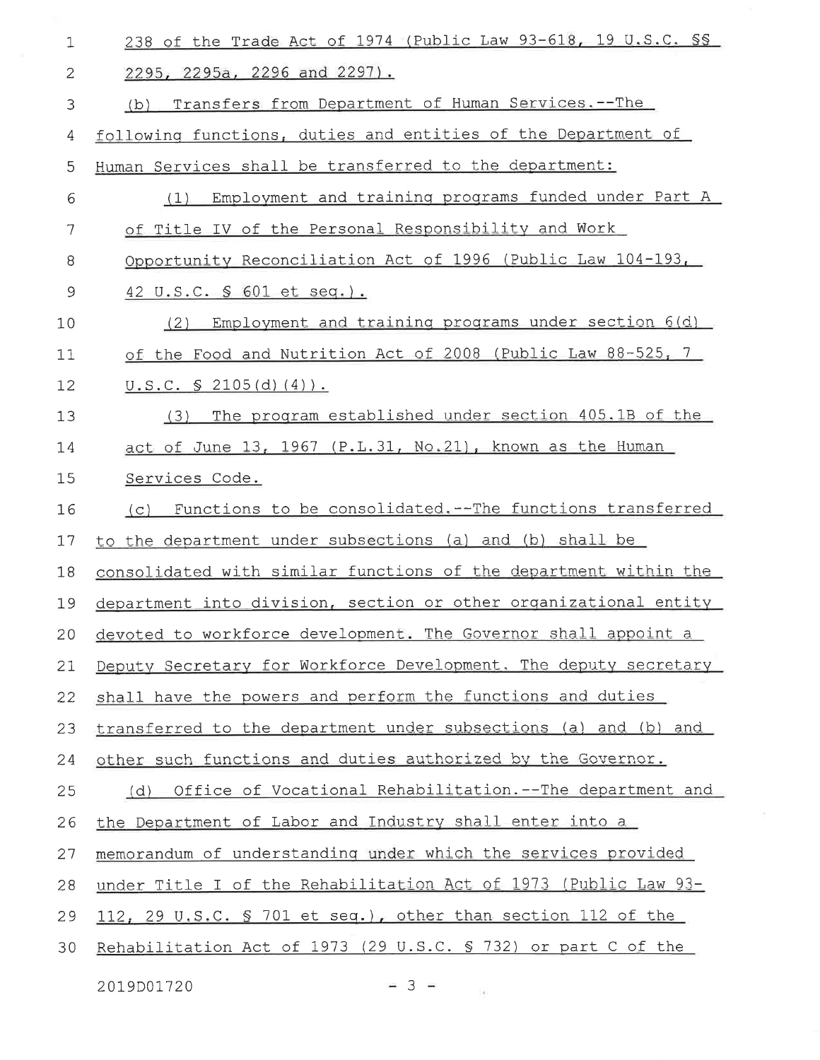238 of the Trade Act of 1974 (Public Law 93-618, 19 U.S.C. §§ 2295, 2295a, 2296 and 2297).

(b) Transfers from Department of Human Services.--The following functions, duties and entities of the Department of Human Services shall be transferred to the department:

(1) Employment and training programs funded under Part A of Title IV of the Personal Responsibility and Work Opportunity Reconciliation Act of 1996 (Public Law 104-193, 42 U.S.C. § 601 et seq.).

(2) Employment and training programs under section 6(d) of the Food and Nutrition Act of 2008 (Public Law 88-525, 7 U.S.C. § 2105(d)(4)).

(3) The program established under section 405.1B of the act of June 13, 1967 (P.L.31, No.21), known as the Human Services Code.

(c) Functions to be consolidated.--The functions transferred to the department under subsections (a) and (b) shall be consolidated with similar functions of the department within the department into division, section or other organizational entity devoted to workforce development. The Governor shall appoint a Deputy Secretary for Workforce Development. The deputy secretary shall have the powers and perform the functions and duties transferred to the department under subsections (a) and (b) and other such functions and duties authorized by the Governor.

(d) Office of Vocational Rehabilitation.--The department and the Department of Labor and Industry shall enter into a memorandum of understanding under which the services provided under Title I of the Rehabilitation Act of 1973 (Public Law 93-112, 29 U.S.C. § 701 et seq.), other than section 112 of the Rehabilitation Act of 1973 (29 U.S.C. § 732) or part C of the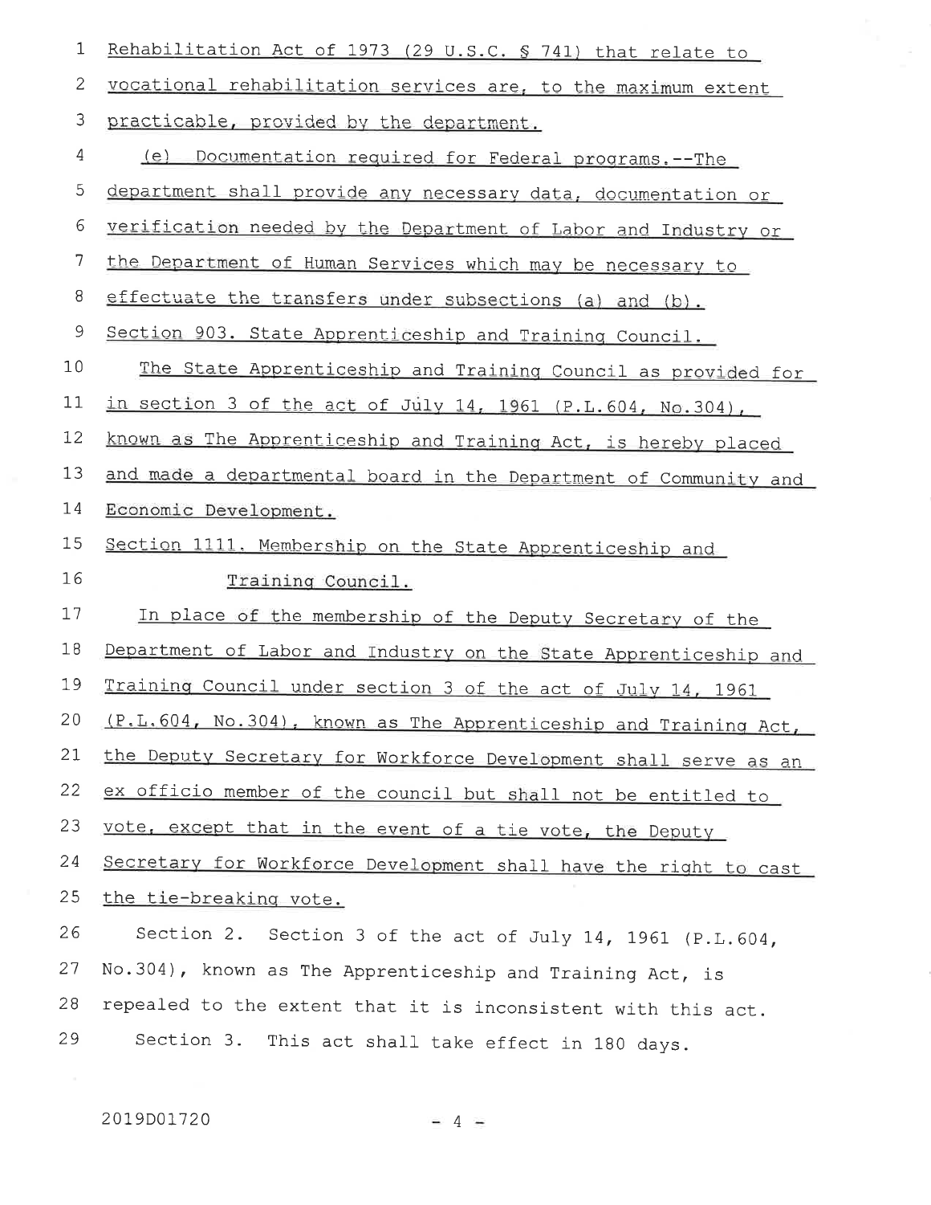Rehabilitation Act of 1973 (29 U.S.C. § 741) that relate to vocational rehabilitation services are, to the maximum extent practicable, provided by the department.

(e) Documentation required for Federal programs.--The department shall provide any necessary data, documentation or verification needed by the Department of Labor and Industry or the Department of Human Services which may be necessary to effectuate the transfers under subsections (a) and (b).

Section 903. State Apprenticeship and Training Council.

The State Apprenticeship and Training Council as provided for in section 3 of the act of July 14, 1961 (P.L.604, No.304), known as The Apprenticeship and Training Act, is hereby placed and made a departmental board in the Department of Community and Economic Development.

Section 1111. Membership on the State Apprenticeship and Training Council.

In place of the membership of the Deputy Secretary of the Department of Labor and Industry on the State Apprenticeship and Training Council under section 3 of the act of July 14, 1961 (P.L.604, No.304), known as The Apprenticeship and Training Act, the Deputy Secretary for Workforce Development shall serve as an ex officio member of the council but shall not be entitled to vote, except that in the event of a tie vote, the Deputy Secretary for Workforce Development shall have the right to cast the tie-breaking vote.

Section 2. Section 3 of the act of July 14, 1961 (P.L.604, No.304), known as The Apprenticeship and Training Act, is repealed to the extent that it is inconsistent with this act.

Section 3. This act shall take effect in 180 days.

2019D01720